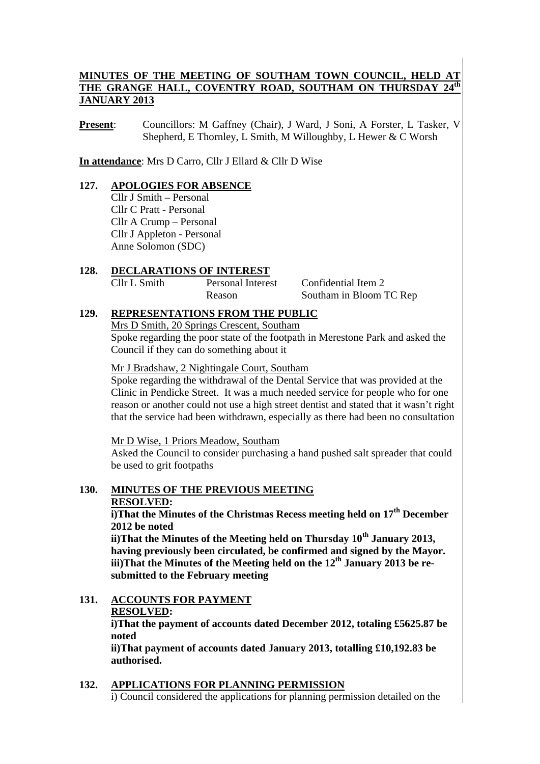**MINUTES OF THE MEETING OF SOUTHAM TOWN COUNCIL, HELD AT THE GRANGE HALL, COVENTRY ROAD, SOUTHAM ON THURSDAY 24th JANUARY 2013**

**Present**: Councillors: M Gaffney (Chair), J Ward, J Soni, A Forster, L Tasker, V Shepherd, E Thornley, L Smith, M Willoughby, L Hewer & C Worsh

**In attendance**: Mrs D Carro, Cllr J Ellard & Cllr D Wise

## 127. APOLOGIES FOR ABSENCE

Cllr J Smith – Personal
Cllr C Pratt - Personal
Cllr A Crump – Personal
Cllr J Appleton - Personal
Anne Solomon (SDC)

## 128. DECLARATIONS OF INTEREST

| | | |
|---|---|---|
| Cllr L Smith | Personal Interest | Confidential Item 2 |
| | Reason | Southam in Bloom TC Rep |

## 129. REPRESENTATIONS FROM THE PUBLIC

Mrs D Smith, 20 Springs Crescent, Southam
Spoke regarding the poor state of the footpath in Merestone Park and asked the Council if they can do something about it

Mr J Bradshaw, 2 Nightingale Court, Southam
Spoke regarding the withdrawal of the Dental Service that was provided at the Clinic in Pendicke Street. It was a much needed service for people who for one reason or another could not use a high street dentist and stated that it wasn't right that the service had been withdrawn, especially as there had been no consultation

Mr D Wise, 1 Priors Meadow, Southam
Asked the Council to consider purchasing a hand pushed salt spreader that could be used to grit footpaths

## 130. MINUTES OF THE PREVIOUS MEETING

**RESOLVED:**

**i)That the Minutes of the Christmas Recess meeting held on 17th December 2012 be noted**

**ii)That the Minutes of the Meeting held on Thursday 10th January 2013, having previously been circulated, be confirmed and signed by the Mayor.**

**iii)That the Minutes of the Meeting held on the 12th January 2013 be re-submitted to the February meeting**

## 131. ACCOUNTS FOR PAYMENT

**RESOLVED:**

**i)That the payment of accounts dated December 2012, totaling £5625.87 be noted**

**ii)That payment of accounts dated January 2013, totalling £10,192.83 be authorised.**

## 132. APPLICATIONS FOR PLANNING PERMISSION

i) Council considered the applications for planning permission detailed on the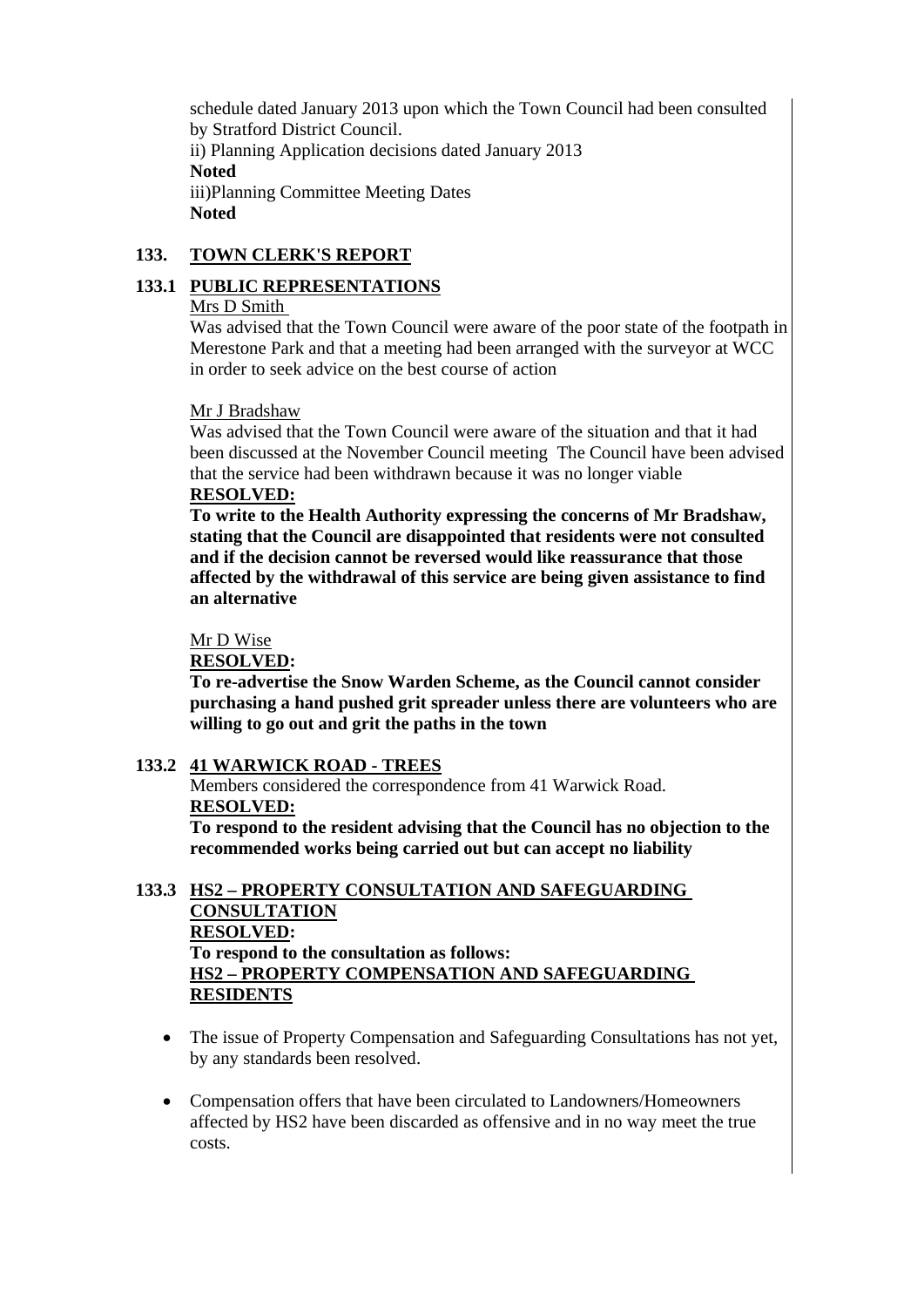schedule dated January 2013 upon which the Town Council had been consulted by Stratford District Council.
ii) Planning Application decisions dated January 2013
**Noted**
iii)Planning Committee Meeting Dates
**Noted**

## 133. TOWN CLERK'S REPORT

### 133.1 PUBLIC REPRESENTATIONS

Mrs D Smith
Was advised that the Town Council were aware of the poor state of the footpath in Merestone Park and that a meeting had been arranged with the surveyor at WCC in order to seek advice on the best course of action

Mr J Bradshaw
Was advised that the Town Council were aware of the situation and that it had been discussed at the November Council meeting The Council have been advised that the service had been withdrawn because it was no longer viable
**RESOLVED:**
**To write to the Health Authority expressing the concerns of Mr Bradshaw, stating that the Council are disappointed that residents were not consulted and if the decision cannot be reversed would like reassurance that those affected by the withdrawal of this service are being given assistance to find an alternative**

Mr D Wise
**RESOLVED:**
**To re-advertise the Snow Warden Scheme, as the Council cannot consider purchasing a hand pushed grit spreader unless there are volunteers who are willing to go out and grit the paths in the town**

### 133.2 41 WARWICK ROAD - TREES

Members considered the correspondence from 41 Warwick Road.
**RESOLVED:**
**To respond to the resident advising that the Council has no objection to the recommended works being carried out but can accept no liability**

### 133.3 HS2 – PROPERTY CONSULTATION AND SAFEGUARDING CONSULTATION

**RESOLVED:**
**To respond to the consultation as follows:**
**HS2 – PROPERTY COMPENSATION AND SAFEGUARDING RESIDENTS**

- The issue of Property Compensation and Safeguarding Consultations has not yet, by any standards been resolved.
- Compensation offers that have been circulated to Landowners/Homeowners affected by HS2 have been discarded as offensive and in no way meet the true costs.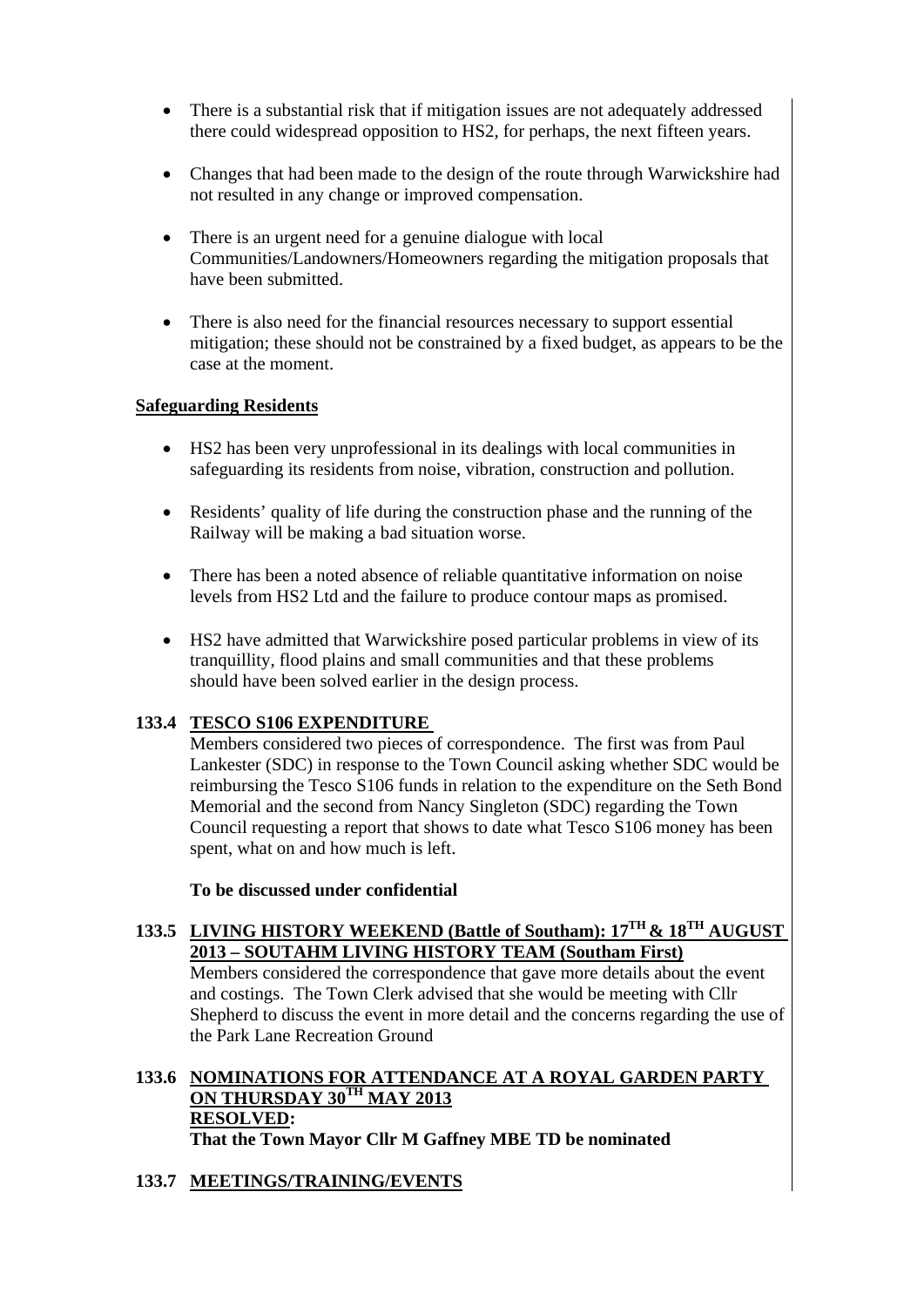- There is a substantial risk that if mitigation issues are not adequately addressed there could widespread opposition to HS2, for perhaps, the next fifteen years.

- Changes that had been made to the design of the route through Warwickshire had not resulted in any change or improved compensation.

- There is an urgent need for a genuine dialogue with local Communities/Landowners/Homeowners regarding the mitigation proposals that have been submitted.

- There is also need for the financial resources necessary to support essential mitigation; these should not be constrained by a fixed budget, as appears to be the case at the moment.

**Safeguarding Residents**

- HS2 has been very unprofessional in its dealings with local communities in safeguarding its residents from noise, vibration, construction and pollution.

- Residents' quality of life during the construction phase and the running of the Railway will be making a bad situation worse.

- There has been a noted absence of reliable quantitative information on noise levels from HS2 Ltd and the failure to produce contour maps as promised.

- HS2 have admitted that Warwickshire posed particular problems in view of its tranquillity, flood plains and small communities and that these problems should have been solved earlier in the design process.

**133.4 TESCO S106 EXPENDITURE**

Members considered two pieces of correspondence. The first was from Paul Lankester (SDC) in response to the Town Council asking whether SDC would be reimbursing the Tesco S106 funds in relation to the expenditure on the Seth Bond Memorial and the second from Nancy Singleton (SDC) regarding the Town Council requesting a report that shows to date what Tesco S106 money has been spent, what on and how much is left.

**To be discussed under confidential**

**133.5 LIVING HISTORY WEEKEND (Battle of Southam): 17TH & 18TH AUGUST 2013 – SOUTAHM LIVING HISTORY TEAM (Southam First)**

Members considered the correspondence that gave more details about the event and costings. The Town Clerk advised that she would be meeting with Cllr Shepherd to discuss the event in more detail and the concerns regarding the use of the Park Lane Recreation Ground

**133.6 NOMINATIONS FOR ATTENDANCE AT A ROYAL GARDEN PARTY ON THURSDAY 30TH MAY 2013**

**RESOLVED:**

**That the Town Mayor Cllr M Gaffney MBE TD be nominated**

**133.7 MEETINGS/TRAINING/EVENTS**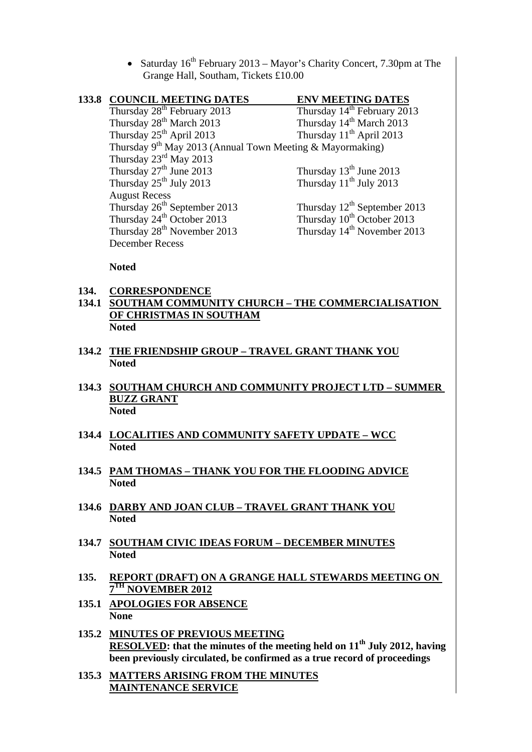- Saturday 16th February 2013 – Mayor's Charity Concert, 7.30pm at The Grange Hall, Southam, Tickets £10.00

**133.8 COUNCIL MEETING DATES**

| COUNCIL MEETING DATES | ENV MEETING DATES |
|---|---|
| Thursday 28th February 2013 | Thursday 14th February 2013 |
| Thursday 28th March 2013 | Thursday 14th March 2013 |
| Thursday 25th April 2013 | Thursday 11th April 2013 |
| Thursday 9th May 2013 (Annual Town Meeting & Mayormaking) | |
| Thursday 23rd May 2013 | |
| Thursday 27th June 2013 | Thursday 13th June 2013 |
| Thursday 25th July 2013 | Thursday 11th July 2013 |
| August Recess | |
| Thursday 26th September 2013 | Thursday 12th September 2013 |
| Thursday 24th October 2013 | Thursday 10th October 2013 |
| Thursday 28th November 2013 | Thursday 14th November 2013 |
| December Recess | |

**Noted**

**134. CORRESPONDENCE**

**134.1 SOUTHAM COMMUNITY CHURCH – THE COMMERCIALISATION OF CHRISTMAS IN SOUTHAM**
**Noted**

**134.2 THE FRIENDSHIP GROUP – TRAVEL GRANT THANK YOU**
**Noted**

**134.3 SOUTHAM CHURCH AND COMMUNITY PROJECT LTD – SUMMER BUZZ GRANT**
**Noted**

**134.4 LOCALITIES AND COMMUNITY SAFETY UPDATE – WCC**
**Noted**

**134.5 PAM THOMAS – THANK YOU FOR THE FLOODING ADVICE**
**Noted**

**134.6 DARBY AND JOAN CLUB – TRAVEL GRANT THANK YOU**
**Noted**

**134.7 SOUTHAM CIVIC IDEAS FORUM – DECEMBER MINUTES**
**Noted**

**135. REPORT (DRAFT) ON A GRANGE HALL STEWARDS MEETING ON 7TH NOVEMBER 2012**

**135.1 APOLOGIES FOR ABSENCE**
**None**

**135.2 MINUTES OF PREVIOUS MEETING**
**RESOLVED: that the minutes of the meeting held on 11th July 2012, having been previously circulated, be confirmed as a true record of proceedings**

**135.3 MATTERS ARISING FROM THE MINUTES**
**MAINTENANCE SERVICE**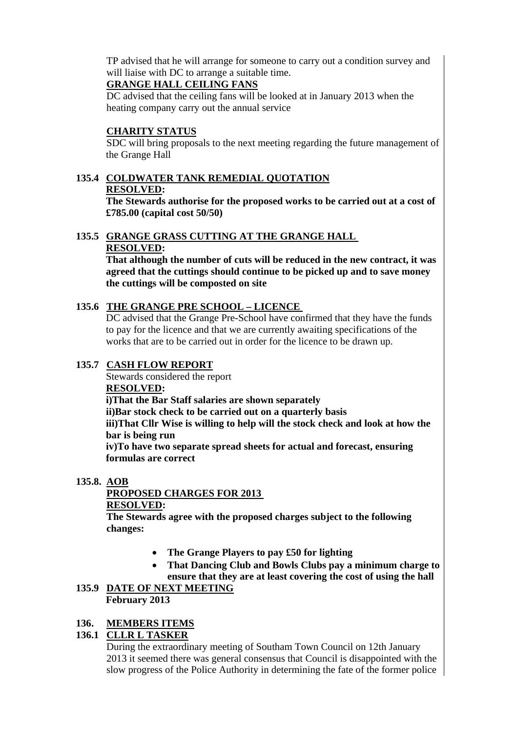TP advised that he will arrange for someone to carry out a condition survey and will liaise with DC to arrange a suitable time.

**GRANGE HALL CEILING FANS**

DC advised that the ceiling fans will be looked at in January 2013 when the heating company carry out the annual service

**CHARITY STATUS**

SDC will bring proposals to the next meeting regarding the future management of the Grange Hall

**135.4 COLDWATER TANK REMEDIAL QUOTATION**

**RESOLVED:**

**The Stewards authorise for the proposed works to be carried out at a cost of £785.00 (capital cost 50/50)**

**135.5 GRANGE GRASS CUTTING AT THE GRANGE HALL**

**RESOLVED:**

**That although the number of cuts will be reduced in the new contract, it was agreed that the cuttings should continue to be picked up and to save money the cuttings will be composted on site**

**135.6 THE GRANGE PRE SCHOOL – LICENCE**

DC advised that the Grange Pre-School have confirmed that they have the funds to pay for the licence and that we are currently awaiting specifications of the works that are to be carried out in order for the licence to be drawn up.

**135.7 CASH FLOW REPORT**

Stewards considered the report

**RESOLVED:**

**i)That the Bar Staff salaries are shown separately**

**ii)Bar stock check to be carried out on a quarterly basis**

**iii)That Cllr Wise is willing to help will the stock check and look at how the bar is being run**

**iv)To have two separate spread sheets for actual and forecast, ensuring formulas are correct**

**135.8. AOB**

**PROPOSED CHARGES FOR 2013**

**RESOLVED:**

**The Stewards agree with the proposed charges subject to the following changes:**

- **The Grange Players to pay £50 for lighting**
- **That Dancing Club and Bowls Clubs pay a minimum charge to ensure that they are at least covering the cost of using the hall**

**135.9 DATE OF NEXT MEETING**

**February 2013**

**136. MEMBERS ITEMS**

**136.1 CLLR L TASKER**

During the extraordinary meeting of Southam Town Council on 12th January 2013 it seemed there was general consensus that Council is disappointed with the slow progress of the Police Authority in determining the fate of the former police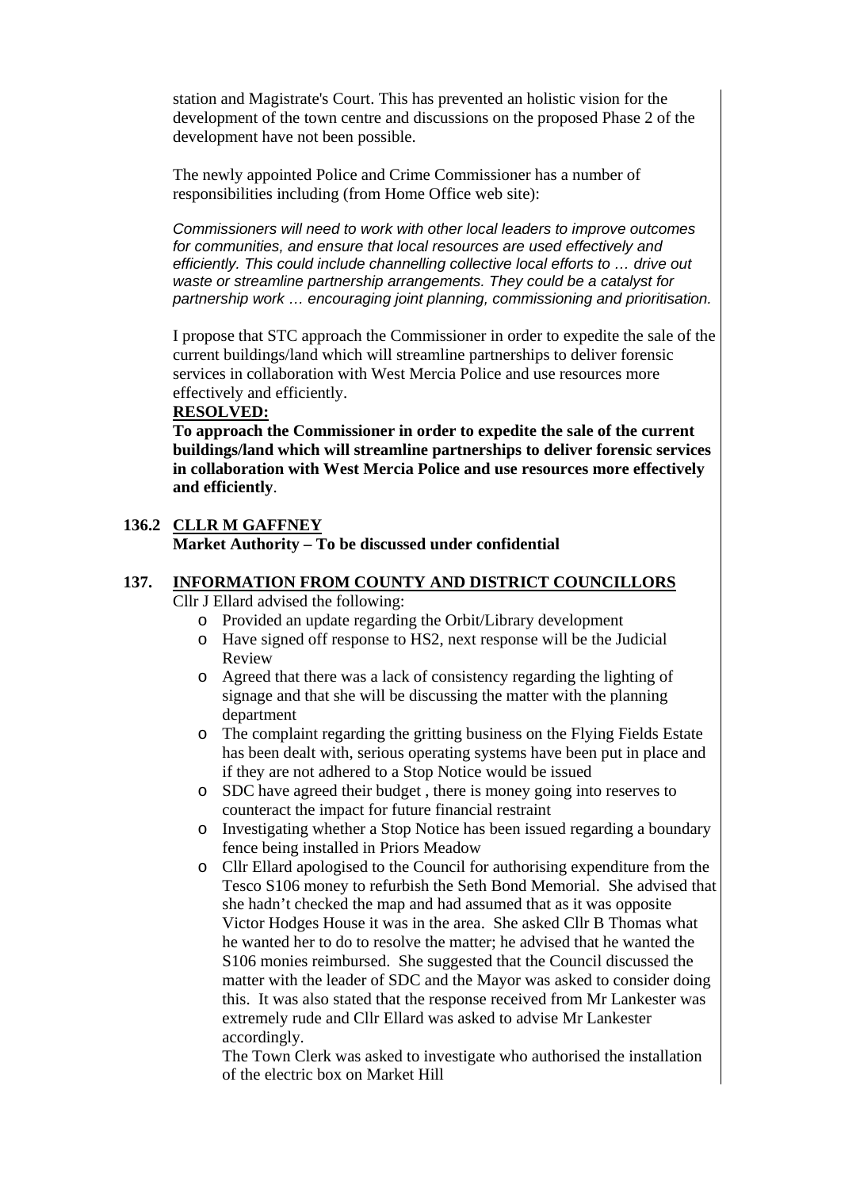station and Magistrate's Court. This has prevented an holistic vision for the development of the town centre and discussions on the proposed Phase 2 of the development have not been possible.

The newly appointed Police and Crime Commissioner has a number of responsibilities including (from Home Office web site):

*Commissioners will need to work with other local leaders to improve outcomes for communities, and ensure that local resources are used effectively and efficiently. This could include channelling collective local efforts to … drive out waste or streamline partnership arrangements. They could be a catalyst for partnership work … encouraging joint planning, commissioning and prioritisation.*

I propose that STC approach the Commissioner in order to expedite the sale of the current buildings/land which will streamline partnerships to deliver forensic services in collaboration with West Mercia Police and use resources more effectively and efficiently.

**RESOLVED:**

**To approach the Commissioner in order to expedite the sale of the current buildings/land which will streamline partnerships to deliver forensic services in collaboration with West Mercia Police and use resources more effectively and efficiently**.

**136.2 CLLR M GAFFNEY**

**Market Authority – To be discussed under confidential**

**137. INFORMATION FROM COUNTY AND DISTRICT COUNCILLORS**

Cllr J Ellard advised the following:

- Provided an update regarding the Orbit/Library development
- Have signed off response to HS2, next response will be the Judicial Review
- Agreed that there was a lack of consistency regarding the lighting of signage and that she will be discussing the matter with the planning department
- The complaint regarding the gritting business on the Flying Fields Estate has been dealt with, serious operating systems have been put in place and if they are not adhered to a Stop Notice would be issued
- SDC have agreed their budget , there is money going into reserves to counteract the impact for future financial restraint
- Investigating whether a Stop Notice has been issued regarding a boundary fence being installed in Priors Meadow
- Cllr Ellard apologised to the Council for authorising expenditure from the Tesco S106 money to refurbish the Seth Bond Memorial. She advised that she hadn't checked the map and had assumed that as it was opposite Victor Hodges House it was in the area. She asked Cllr B Thomas what he wanted her to do to resolve the matter; he advised that he wanted the S106 monies reimbursed. She suggested that the Council discussed the matter with the leader of SDC and the Mayor was asked to consider doing this. It was also stated that the response received from Mr Lankester was extremely rude and Cllr Ellard was asked to advise Mr Lankester accordingly.

  The Town Clerk was asked to investigate who authorised the installation of the electric box on Market Hill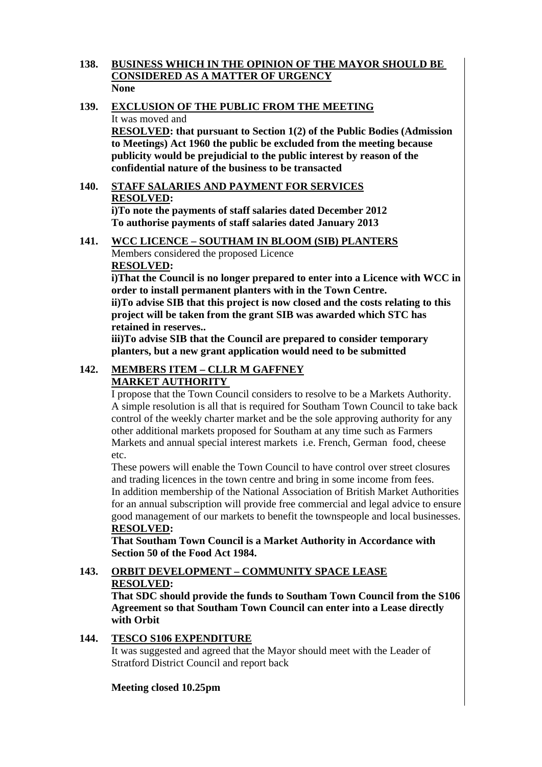**138. BUSINESS WHICH IN THE OPINION OF THE MAYOR SHOULD BE CONSIDERED AS A MATTER OF URGENCY**
**None**

**139. EXCLUSION OF THE PUBLIC FROM THE MEETING**
It was moved and
**RESOLVED: that pursuant to Section 1(2) of the Public Bodies (Admission to Meetings) Act 1960 the public be excluded from the meeting because publicity would be prejudicial to the public interest by reason of the confidential nature of the business to be transacted**

**140. STAFF SALARIES AND PAYMENT FOR SERVICES**
**RESOLVED:**
**i)To note the payments of staff salaries dated December 2012**
**To authorise payments of staff salaries dated January 2013**

**141. WCC LICENCE – SOUTHAM IN BLOOM (SIB) PLANTERS**
Members considered the proposed Licence
**RESOLVED:**
**i)That the Council is no longer prepared to enter into a Licence with WCC in order to install permanent planters with in the Town Centre.**
**ii)To advise SIB that this project is now closed and the costs relating to this project will be taken from the grant SIB was awarded which STC has retained in reserves..**
**iii)To advise SIB that the Council are prepared to consider temporary planters, but a new grant application would need to be submitted**

**142. MEMBERS ITEM – CLLR M GAFFNEY**
**MARKET AUTHORITY**
I propose that the Town Council considers to resolve to be a Markets Authority. A simple resolution is all that is required for Southam Town Council to take back control of the weekly charter market and be the sole approving authority for any other additional markets proposed for Southam at any time such as Farmers Markets and annual special interest markets i.e. French, German food, cheese etc.
These powers will enable the Town Council to have control over street closures and trading licences in the town centre and bring in some income from fees.
In addition membership of the National Association of British Market Authorities for an annual subscription will provide free commercial and legal advice to ensure good management of our markets to benefit the townspeople and local businesses.
**RESOLVED:**
**That Southam Town Council is a Market Authority in Accordance with Section 50 of the Food Act 1984.**

**143. ORBIT DEVELOPMENT – COMMUNITY SPACE LEASE**
**RESOLVED:**
**That SDC should provide the funds to Southam Town Council from the S106 Agreement so that Southam Town Council can enter into a Lease directly with Orbit**

**144. TESCO S106 EXPENDITURE**
It was suggested and agreed that the Mayor should meet with the Leader of Stratford District Council and report back

**Meeting closed 10.25pm**